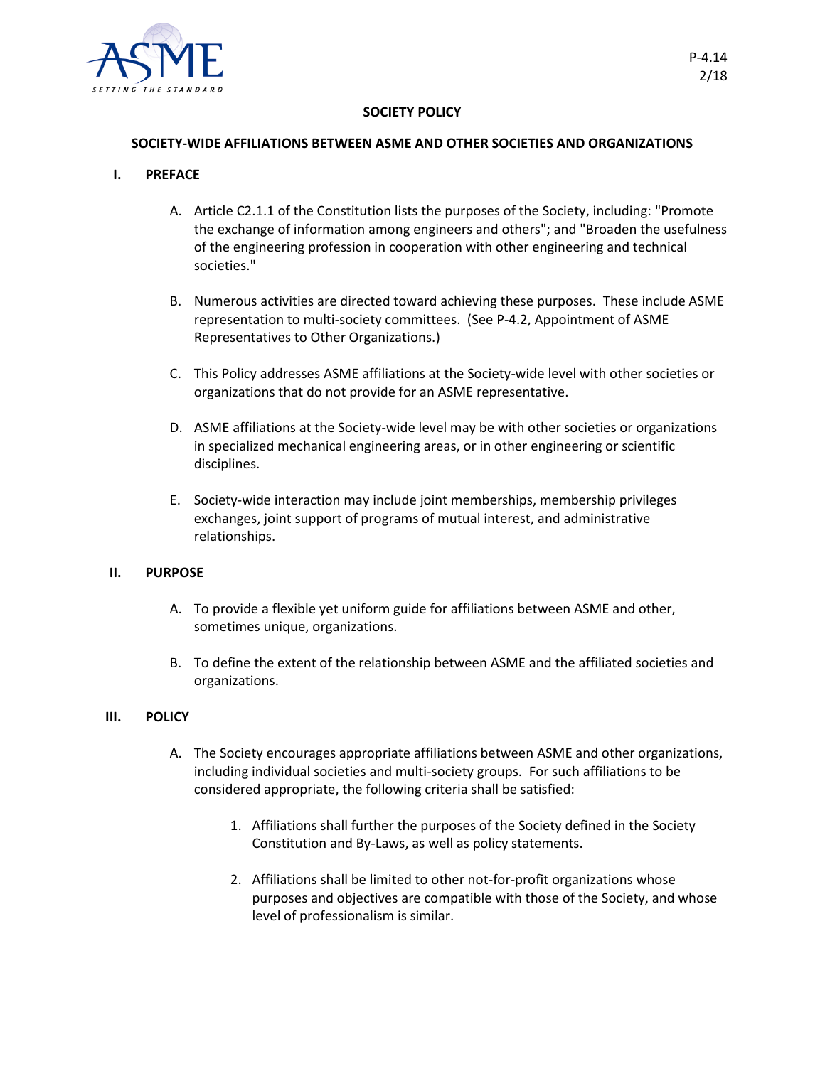P-4.14
2/18

# SOCIETY POLICY

## SOCIETY-WIDE AFFILIATIONS BETWEEN ASME AND OTHER SOCIETIES AND ORGANIZATIONS

### I. PREFACE

A. Article C2.1.1 of the Constitution lists the purposes of the Society, including: "Promote the exchange of information among engineers and others"; and "Broaden the usefulness of the engineering profession in cooperation with other engineering and technical societies."

B. Numerous activities are directed toward achieving these purposes. These include ASME representation to multi-society committees. (See P-4.2, Appointment of ASME Representatives to Other Organizations.)

C. This Policy addresses ASME affiliations at the Society-wide level with other societies or organizations that do not provide for an ASME representative.

D. ASME affiliations at the Society-wide level may be with other societies or organizations in specialized mechanical engineering areas, or in other engineering or scientific disciplines.

E. Society-wide interaction may include joint memberships, membership privileges exchanges, joint support of programs of mutual interest, and administrative relationships.

### II. PURPOSE

A. To provide a flexible yet uniform guide for affiliations between ASME and other, sometimes unique, organizations.

B. To define the extent of the relationship between ASME and the affiliated societies and organizations.

### III. POLICY

A. The Society encourages appropriate affiliations between ASME and other organizations, including individual societies and multi-society groups. For such affiliations to be considered appropriate, the following criteria shall be satisfied:

1. Affiliations shall further the purposes of the Society defined in the Society Constitution and By-Laws, as well as policy statements.

2. Affiliations shall be limited to other not-for-profit organizations whose purposes and objectives are compatible with those of the Society, and whose level of professionalism is similar.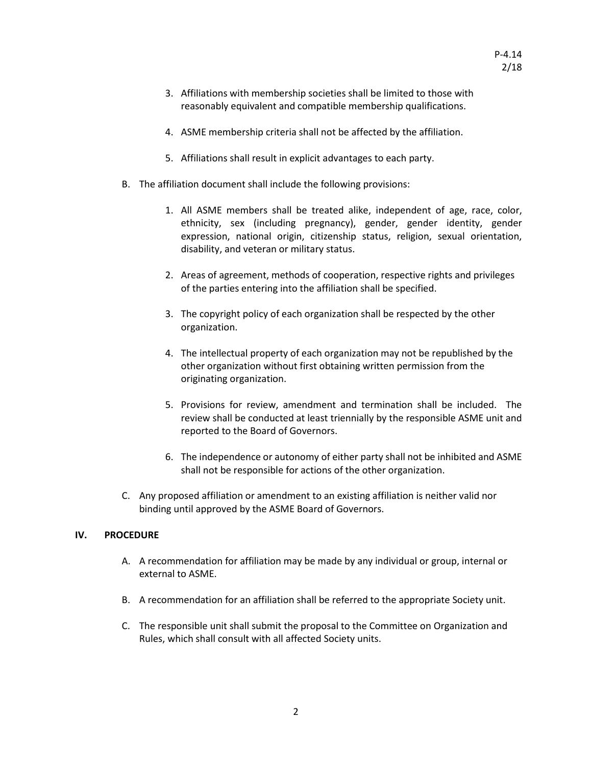3. Affiliations with membership societies shall be limited to those with reasonably equivalent and compatible membership qualifications.

4. ASME membership criteria shall not be affected by the affiliation.

5. Affiliations shall result in explicit advantages to each party.

B. The affiliation document shall include the following provisions:

1. All ASME members shall be treated alike, independent of age, race, color, ethnicity, sex (including pregnancy), gender, gender identity, gender expression, national origin, citizenship status, religion, sexual orientation, disability, and veteran or military status.

2. Areas of agreement, methods of cooperation, respective rights and privileges of the parties entering into the affiliation shall be specified.

3. The copyright policy of each organization shall be respected by the other organization.

4. The intellectual property of each organization may not be republished by the other organization without first obtaining written permission from the originating organization.

5. Provisions for review, amendment and termination shall be included. The review shall be conducted at least triennially by the responsible ASME unit and reported to the Board of Governors.

6. The independence or autonomy of either party shall not be inhibited and ASME shall not be responsible for actions of the other organization.

C. Any proposed affiliation or amendment to an existing affiliation is neither valid nor binding until approved by the ASME Board of Governors.

## IV. PROCEDURE

A. A recommendation for affiliation may be made by any individual or group, internal or external to ASME.

B. A recommendation for an affiliation shall be referred to the appropriate Society unit.

C. The responsible unit shall submit the proposal to the Committee on Organization and Rules, which shall consult with all affected Society units.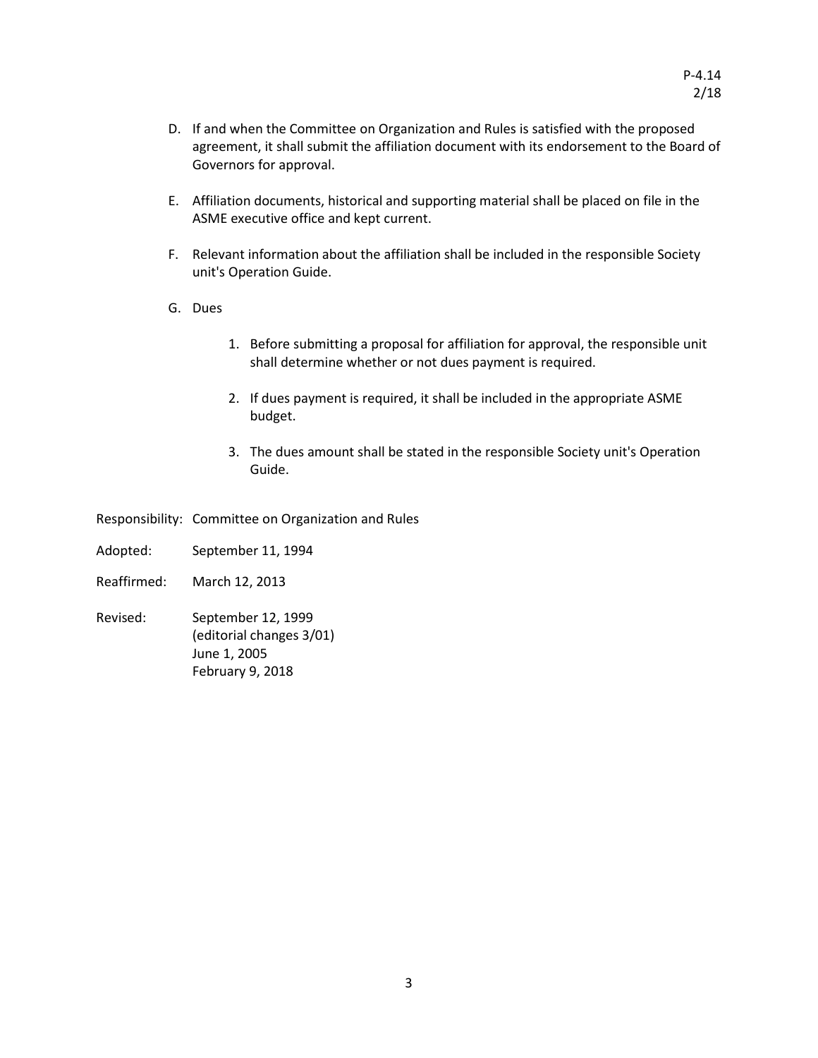D. If and when the Committee on Organization and Rules is satisfied with the proposed agreement, it shall submit the affiliation document with its endorsement to the Board of Governors for approval.

E. Affiliation documents, historical and supporting material shall be placed on file in the ASME executive office and kept current.

F. Relevant information about the affiliation shall be included in the responsible Society unit's Operation Guide.

G. Dues

   1. Before submitting a proposal for affiliation for approval, the responsible unit shall determine whether or not dues payment is required.

   2. If dues payment is required, it shall be included in the appropriate ASME budget.

   3. The dues amount shall be stated in the responsible Society unit's Operation Guide.

Responsibility: Committee on Organization and Rules

Adopted: September 11, 1994

Reaffirmed: March 12, 2013

Revised: September 12, 1999
(editorial changes 3/01)
June 1, 2005
February 9, 2018